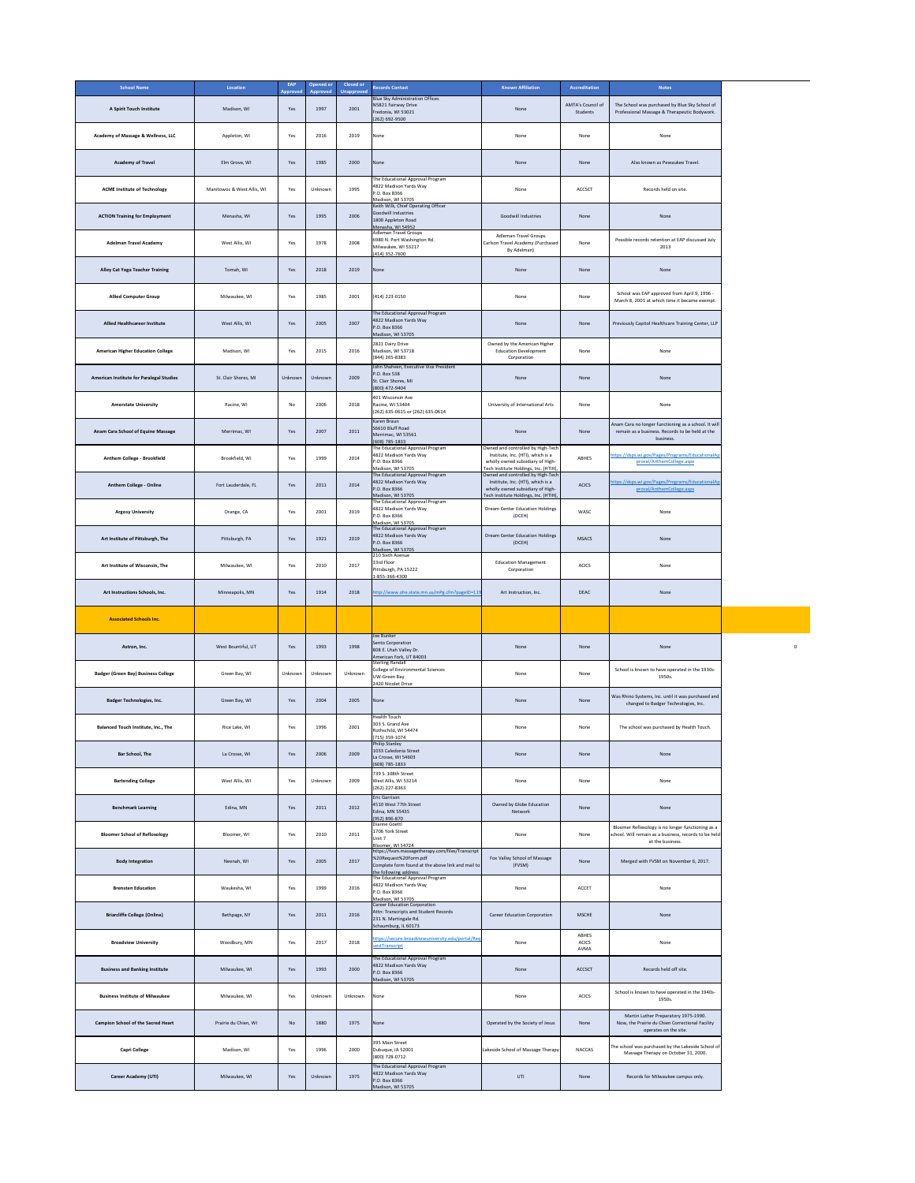| School Name | Location | EAP Approved | Opened or Approved | Closed or Unapproved | Records Contact | Known Affiliation | Accreditation | Notes |
|---|---|---|---|---|---|---|---|---|
| A Spirit Touch Institute | Madison, WI | Yes | 1997 | 2001 | Blue Sky Administration Offices<br>N5821 Fairway Drive<br>Fredonia, WI 53021<br>(262) 692-9500 | None | AMTA's Council of Students | The School was purchased by Blue Sky School of Professional Massage & Therapeutic Bodywork. |
| Academy of Massage & Wellness, LLC | Appleton, WI | Yes | 2016 | 2019 | None | None | None | None |
| Academy of Travel | Elm Grove, WI | Yes | 1985 | 2000 | None | None | None | Also known as Pewaukee Travel. |
| ACME Institute of Technology | Manitowoc & West Allis, WI | Yes | Unknown | 1995 | The Educational Approval Program<br>4822 Madison Yards Way<br>P.O. Box 8366<br>Madison, WI 53705 | None | ACCSCT | Records held on site. |
| ACTION Training for Employment | Menasha, WI | Yes | 1995 | 2006 | Keith Wilk, Chief Operating Officer<br>Goodwill Industries<br>1800 Appleton Road<br>Menasha, WI 54952 | Goodwill Industries | None | None |
| Adelman Travel Academy | West Allis, WI | Yes | 1978 | 2008 | Adleman Travel Groups<br>6980 N. Port Washington Rd.<br>Milwaukee, WI 53217<br>(414) 352-7600 | Adleman Travel Groups<br>Carlson Travel Academy (Purchased By Adelman) | None | Possible records retention at EAP discussed July 2013 |
| Alley Cat Yoga Teacher Training | Tomah, WI | Yes | 2018 | 2019 | None | None | None | None |
| Allied Computer Group | Milwaukee, WI | Yes | 1985 | 2001 | (414) 223-0150 | None | None | School was EAP approved from April 9, 1996 - March 8, 2001 at which time it became exempt. |
| Allied Healthcareer Institute | West Allis, WI | Yes | 2005 | 2007 | The Educational Approval Program<br>4822 Madison Yards Way<br>P.O. Box 8366<br>Madison, WI 53705 | None | None | Previously Capitol Healthcare Training Center, LLP |
| American Higher Education College | Madison, WI | Yes | 2015 | 2016 | 2821 Dairy Drive<br>Madison, WI 53718<br>(844) 265-8383 | Owned by the American Higher Education Development Corporation | None | None |
| American Institute for Paralegal Studies | St. Clair Shores, MI | Unknown | Unknown | 2009 | John Shaheen, Executive Vice President<br>P.O. Box 538<br>St. Clair Shores, MI<br>(800) 472-9404 | None | None | None |
| Amerstate University | Racine, WI | No | 2006 | 2018 | 401 Wisconsin Ave<br>Racine, WI 53404<br>(262) 635-0615 or (262) 635-0614 | University of International Arts | None | None |
| Anam Cara School of Equine Massage | Merrimac, WI | Yes | 2007 | 2011 | Karen Braun<br>S6610 Bluff Road<br>Merrimac, WI 53561<br>(608) 785-1833 | None | None | Anam Cara no longer functioning as a school. It will remain as a business. Records to be held at the business. |
| Anthem College - Brookfield | Brookfield, WI | Yes | 1999 | 2014 | The Educational Approval Program<br>4822 Madison Yards Way<br>P.O. Box 8366<br>Madison, WI 53705 | Owned and controlled by High-Tech Institute, Inc. (HTI), which is a wholly owned subsidiary of High-Tech Institute Holdings, Inc. (HTIH). | ABHES | https://dsps.wi.gov/Pages/Programs/EducationalApproval/AnthemCollege.aspx |
| Anthem College - Online | Fort Lauderdale, FL | Yes | 2011 | 2014 | The Educational Approval Program<br>4822 Madison Yards Way<br>P.O. Box 8366<br>Madison, WI 53705 | Owned and controlled by High-Tech Institute, Inc. (HTI), which is a wholly owned subsidiary of High-Tech Institute Holdings, Inc. (HTIH). | ACICS | https://dsps.wi.gov/Pages/Programs/EducationalApproval/AnthemCollege.aspx |
| Argosy University | Orange, CA | Yes | 2001 | 2019 | The Educational Approval Program<br>4822 Madison Yards Way<br>P.O. Box 8366<br>Madison, WI 53705 | Dream Center Education Holdings (DCEH) | WASC | None |
| Art Institute of Pittsburgh, The | Pittsburgh, PA | Yes | 1921 | 2019 | The Educational Approval Program<br>4822 Madison Yards Way<br>P.O. Box 8366<br>Madison, WI 53705 | Dream Center Education Holdings (DCEH) | MSACS | None |
| Art Institute of Wisconsin, The | Milwaukee, WI | Yes | 2010 | 2017 | 210 Sixth Avenue<br>33rd Floor<br>Pittsburgh, PA 15222<br>1-855-366-4300 | Education Management Corporation | ACICS | None |
| Art Instructions Schools, Inc. | Minneapolis, MN | Yes | 1914 | 2018 | http://www.ohe.state.mn.us/mPg.cfm?pageID=119 | Art Instruction, Inc. | DEAC | None |
| Associated Schools Inc. | | | | | | | | |
| Astron, Inc. | West Bountiful, UT | Yes | 1993 | 1998 | Joe Bunker<br>Sento Corporation<br>808 E. Utah Valley Dr.<br>American Fork, UT 84003 | None | None | None |
| Badger (Green Bay) Business College | Green Bay, WI | Unknown | Unknown | Unknown | Sterling Randall<br>College of Environmental Sciences<br>UW-Green Bay<br>2420 Nicolet Drive | None | None | School is known to have operated in the 1930s-1950s. |
| Badger Technologies, Inc. | Green Bay, WI | Yes | 2004 | 2005 | None | None | None | Was Rhino Systems, Inc. until it was purchased and changed to Badger Technologies, Inc. |
| Balanced Touch Institute, Inc., The | Rice Lake, WI | Yes | 1996 | 2001 | Health Touch<br>303 S. Grand Ave<br>Rothschild, WI 54474<br>(715) 359-1074 | None | None | The school was purchased by Health Touch. |
| Bar School, The | La Crosse, WI | Yes | 2006 | 2009 | Philip Stanley<br>1033 Caledonia Street<br>La Crosse, WI 54603<br>(608) 785-1833 | None | None | None |
| Bartending College | West Allis, WI | Yes | Unknown | 2009 | 739 S. 108th Street<br>West Allis, WI 53214<br>(262) 227-8363 | None | None | None |
| Benchmark Learning | Edina, MN | Yes | 2011 | 2012 | Eric Garrison<br>4510 West 77th Street<br>Edina, MN 55435<br>(952) 896-870 | Owned by Globe Education Network | None | None |
| Bloomer School of Reflexology | Bloomer, WI | Yes | 2010 | 2011 | Dianne Goettl<br>1706 York Street<br>Unit 7<br>Bloomer, WI 54724 | None | None | Bloomer Reflexology is no longer functioning as a school. Will remain as a business, records to be held at the business. |
| Body Integration | Neenah, WI | Yes | 2005 | 2017 | https://fvsm.massagetherapy.com/files/Transcript%20Request%20Form.pdf<br>Complete form found at the above link and mail to the following address: | Fox Valley School of Massage (FVSM) | None | Merged with FVSM on November 6, 2017. |
| Brensten Education | Waukesha, WI | Yes | 1999 | 2016 | The Educational Approval Program<br>4822 Madison Yards Way<br>P.O. Box 8366<br>Madison, WI 53705 | None | ACCET | None |
| Briarcliffe College (Online) | Bethpage, NY | Yes | 2011 | 2016 | Career Education Corporation<br>Attn: Transcripts and Student Records<br>231 N. Martingale Rd.<br>Schaumburg, IL 60173 | Career Education Corporation | MSCHE | None |
| Broadview University | Woodbury, MN | Yes | 2017 | 2018 | https://secure.broadviewuniversity.edu/portal/RequestTranscript | None | ABHES<br>ACICS<br>AVMA | None |
| Business and Banking Institute | Milwaukee, WI | Yes | 1993 | 2000 | The Educational Approval Program<br>4822 Madison Yards Way<br>P.O. Box 8366<br>Madison, WI 53705 | None | ACCSCT | Records held off site. |
| Business Institute of Milwaukee | Milwaukee, WI | Yes | Unknown | Unknown | None | None | ACICS | School is known to have operated in the 1940s-1950s. |
| Campion School of the Sacred Heart | Prairie du Chien, WI | No | 1880 | 1975 | None | Operated by the Society of Jesus | None | Martin Luther Preparatory 1975-1990. Now, the Prairie du Chien Correctional Facility operates on the site. |
| Capri College | Madison, WI | Yes | 1996 | 2000 | 395 Main Street<br>Dubuque, IA 52001<br>(800) 728-0712 | Lakeside School of Massage Therapy | NACCAS | The school was purchased by the Lakeside School of Massage Therapy on October 31, 2000. |
| Career Academy (UTI) | Milwaukee, WI | Yes | Unknown | 1975 | The Educational Approval Program<br>4822 Madison Yards Way<br>P.O. Box 8366<br>Madison, WI 53705 | UTI | None | Records for Milwaukee campus only. |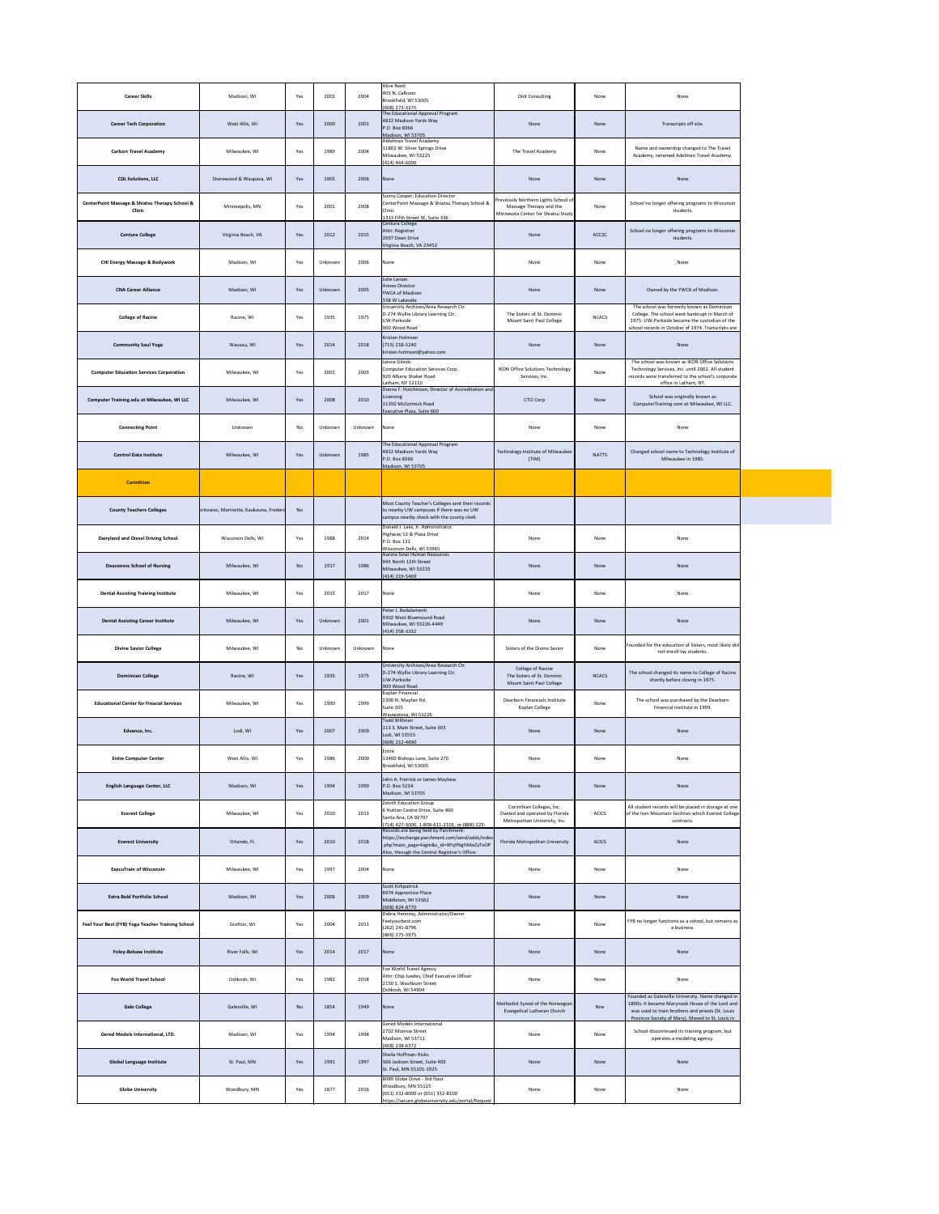| Career Skills | Madison, WI | Yes | 2002 | 2004 | Alice Reed 405 N. Calhoon Brookfield, WI 53005 (608) 273-3275 | Onit Consulting | None | None |
|---|---|---|---|---|---|---|---|---|
| Career Tech Corporation | West Allis, WI | Yes | 2000 | 2001 | The Educational Approval Program 4822 Madison Yards Way P.O. Box 8366 Madison, WI 53705 | None | None | Transcripts off site. |
| Carlson Travel Academy | Milwaukee, WI | Yes | 1989 | 2004 | Aldelman Travel Academy 11801 W. Silver Springs Drive Milwaukee, WI 53225 (414) 464-6000 | The Travel Academy | None | Name and ownership changed to The Travel Academy, renamed Adelman Travel Academy. |
| CDL Solutions, LLC | Shorewood & Waupaca, WI | Yes | 2005 | 2006 | None | None | None | None |
| CenterPoint Massage & Shiatsu Therapy School & Clinic | Minneapolis, MN | Yes | 2001 | 2008 | Sunny Cooper, Education Director CenterPoint Massage & Shiatsu Therapy School & Clinic 1313 Fifth Street SE, Suite 336 | Previously Northern Lights School of Massage Therapy and the Minnesota Center for Shiatsu Study | None | School no longer offering programs to Wisconsin students. |
| Centura College | Virginia Beach, VA | Yes | 2012 | 2015 | Centura College Attn: Registrar 2697 Dean Drive Virginia Beach, VA 23452 | None | ACCSC | School no longer offering programs to Wisconsin students. |
| CHI Energy Massage & Bodywork | Madison, WI | Yes | Unknown | 2006 | None | None | None | None |
| CNA Career Alliance | Madison, WI | Yes | Unknown | 2005 | Julie Larson Annex Director YWCA of Madison 338 W Lakeside | None | None | Owned by the YWCA of Madison. |
| College of Racine | Racine, WI | Yes | 1935 | 1975 | University Archives/Area Research Ctr. D-274 Wyllie Library Learning Ctr. UW-Parkside 900 Wood Road | The Sisters of St. Dominic Mount Saint Paul College | NCACS | The school was formerly known as Dominican College. The school went bankrupt in March of 1975. UW-Parkside became the custodian of the school records in October of 1974. Transcripts are |
| Community Soul Yoga | Wausau, WI | Yes | 2014 | 2018 | Kristen Holmson (715) 218-5240 kristen.holmson@yahoo.com | None | None | None |
| Computer Education Services Corporation | Milwaukee, WI | Yes | 2001 | 2003 | Janice Gileski Computer Education Services Corp. 920 Albany Shaker Road Latham, NY 12110 | IKON Office Solutions Technology Services, Inc. | None | The school was known as IKON Office Solutions Technology Services, Inc. until 2002. All student records were transferred to the school's corporate office in Latham, NY. |
| Computer Training.edu at Milwaukee, WI LLC | Milwaukee, WI | Yes | 2008 | 2010 | Donna F. Hutchinson, Director of Accreditation and Licensing 11350 McCormick Road Executive Plaza, Suite 600 | CTCI Corp | None | School was originally known as ComputerTraining.com at Milwaukee, WI LLC. |
| Connecting Point | Unknown | No | Unknown | Unknown | None | None | None | None |
| Control Data Institute | Milwaukee, WI | Yes | Unknown | 1985 | The Educational Approval Program 4822 Madison Yards Way P.O. Box 8366 Madison, WI 53705 | Technology Institute of Milwaukee (TIM) | NATTS | Changed school name to Technology Institute of Milwaukee in 1985. |
| Corinthian | | | | | | | | |
| County Teachers Colleges | Manitowoc, Marinette, Kaukauna, Frederic | No | | | Most County Teacher's Colleges sent their records to nearby UW campuses if there was no UW campus nearby check with the county clerk | | | |
| Dairyland and Diesel Driving School | Wisconsin Dells, WI | Yes | 1988 | 2014 | Donald J. Laes, Jr. Administrator Highway 12 & Plaza Drive P.O. Box 131 Wisconsin Dells, WI 53965 | None | None | None |
| Deaconess School of Nursing | Milwaukee, WI | No | 1917 | 1986 | Aurora Sinai Human Resources 945 North 12th Street Milwaukee, WI 53233 (414) 219-5469 | None | None | None |
| Dental Assisting Training Institute | Milwaukee, WI | Yes | 2015 | 2017 | None | None | None | None |
| Dental Assisting Career Institute | Milwaukee, WI | Yes | Unknown | 2001 | Peter J. Badalamenti 9302 West Bluemound Road Milwaukee, WI 53226-4449 (414) 258-3332 | None | None | None |
| Divine Savior College | Milwaukee, WI | No | Unknown | Unknown | None | Sisters of the Divine Savior | None | Founded for the education of Sisters, most likely did not enroll lay students. |
| Dominican College | Racine, WI | Yes | 1935 | 1975 | University Archives/Area Research Ctr. D-274 Wyllie Library Learning Ctr. UW-Parkside 900 Wood Road | College of Racine The Sisters of St. Dominic Mount Saint Paul College | NCACS | The school changed its name to College of Racine shortly before closing in 1975. |
| Educational Center for Finacial Services | Milwaukee, WI | Yes | 1990 | 1999 | Kaplan Financial 2300 N. Mayfair Rd. Suite 205 Wauwatosa, WI 53226 | Dearborn Financials Institute Kaplan College | None | The school was purchased by the Dearborn Financial Institute in 1999. |
| Edvance, Inc. | Lodi, WI | Yes | 2007 | 2009 | Todd Willman 113 S. Main Street, Suite 303 Lodi, WI 53555 (608) 212-4690 | None | None | None |
| Entre Computer Center | West Allis, WI | Yes | 1986 | 2000 | Entre 13400 Bishops Lane, Suite 270 Brookfield, WI 53005 | None | None | None |
| English Language Center, LLC | Madison, WI | Yes | 1994 | 1999 | John A. Frerrick or James Mayhew P.O. Box 5234 Madison, WI 53705 | None | None | None |
| Everest College | Milwaukee, WI | Yes | 2010 | 2013 | Zenith Education Group 6 Hutton Centre Drive, Suite 400 Santa Ana, CA 92707 (714) 427-3000, 1-800-611-2101, or (888) 223- | Corinthian Colleges, Inc. Owned and operated by Florida Metropolitan University, Inc. | ACICS | All student records will be placed in storage at one of the Iron Mountain facilities which Everest College contracts. |
| Everest University | Orlando, FL | Yes | 2010 | 2018 | Records are being held by Parchment: https://exchange.parchment.com/send/adds/index.php?main_page=login&s_id=XPqYNgYAKeZyTxDP Also, through the Central Registrar's Office: | Florida Metropolitan University | ACICS | None |
| ExecuTrain of Wisconsin | Milwaukee, WI | Yes | 1997 | 2004 | None | None | None | None |
| Extra Bold Portfolio School | Madison, WI | Yes | 2006 | 2009 | Scott Kirkpatrick 6974 Apprentice Place Middleton, WI 53562 (608) 824-8770 | None | None | None |
| Feel Your Best (FYB) Yoga Teacher Training School | Grafton, WI | Yes | 2004 | 2011 | Debra Hennesy, Administrator/Owner Feelyourbest.com (262) 241-8796 (866) 375-3975 | None | None | FYB no longer functions as a school, but remains as a business. |
| Foley-Belsaw Institute | River Falls, WI | Yes | 2014 | 2017 | None | None | None | None |
| Fox World Travel School | Oshkosh, WI | Yes | 1982 | 2018 | Fox World Travel Agency Attn: Chip Juedes, Chief Executive Officer 2150 S. Washburn Street Oshkosh, WI 54904 | None | None | None |
| Gale College | Galesville, WI | No | 1854 | 1949 | None | Methodist Synod of the Norwegian Evangelical Lutheran Church | Nne | Founded as Galesville University. Name changed in 1890s. It became Marynook House of the Lord and was used to train brothers and priests (St. Louis Province Society of Mary). Moved to St. Louis in |
| Gered Models International, LTD. | Madison, WI | Yes | 1994 | 1998 | Gered Models International 2702 Monroe Street Madison, WI 53711 (608) 238-6372 | None | None | School discontinued its training program, but operates a modeling agency. |
| Global Language Institute | St. Paul, MN | Yes | 1991 | 1997 | Sheila Hoffman-Hicks 366 Jackson Street, Suite 403 St. Paul, MN 55101-1925 | None | None | None |
| Globe University | Woodbury, MN | Yes | 1877 | 2016 | 8089 Globe Drive - 3rd floor Woodbury, MN 55125 (651) 332-8000 or (651) 332-8100 https://secure.globeuniversity.edu/portal/Request | None | None | None |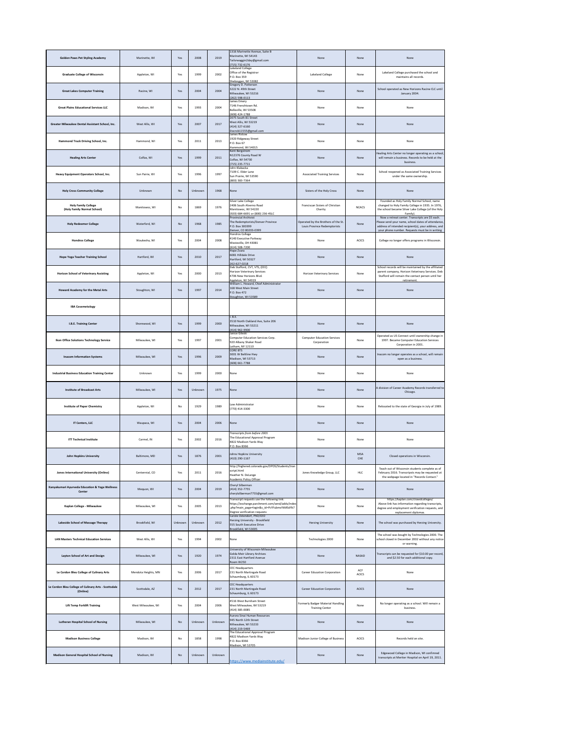| Golden Paws Pet Styling Academy | Marinette, WI | Yes | 2008 | 2019 | 1316 Marinette Avenue, Suite B Marinette, WI 54143 Tailwaggin2day@gmail.com (715) 732-6176 | None | None | None |
|---|---|---|---|---|---|---|---|---|
| Graduate College of Wisconsin | Appleton, WI | Yes | 1999 | 2002 | Lakeland College Office of the Registrar P.O. Box 359 Sheboygan, WI 53082 | Lakeland College | None | Lakeland College purchased the school and maintains all records. |
| Great Lakes Computer Training | Racine, WI | Yes | 2004 | 2004 | Gregory D. Patterson 3222 N. 49th Street Milwaukee, WI 53216 (262) 598-0113 | None | None | School operated as New Horizons Racine CLC until January 2004. |
| Great Plains Educational Services LLC | Madison, WI | Yes | 1993 | 2004 | James Emery 7146 Frenchtown Rd. Belleville, WI 53508 (608) 424-1788 | None | None | None |
| Greater Milwaukee Dental Assistant School, Inc. | West Allis, WI | Yes | 2007 | 2017 | 2075 South 81 Street West Allis, WI 53219 (414) 327-6160 Docrob1555@gmail.com | None | None | None |
| Hammond Truck Driving School, Inc. | Hammond, WI | Yes | 2011 | 2013 | James Ristow 1920 Ridgeway Street P.O. Box 67 Hammond, WI 54015 | None | None | None |
| Healing Arts Center | Colfax, WI | Yes | 1999 | 2011 | Kent Bergstrom N12376 County Road W Colfax, WI 54730 (715) 235-7711 | None | None | Healing Arts Center no longer operating as a school, will remain a business. Records to be held at the business. |
| Heavy Equipment Operators School, Inc. | Sun Pairie, WI | Yes | 1996 | 1997 | John Klabacka 7109 C. Elder Lane Sun Prairie, WI 53590 (800) 383-7364 | Associated Training Services | None | School reopened as Associated Training Services under the same ownership. |
| Holy Cross Community College | Unknown | No | Unknown | 1968 | None | Sisters of the Holy Cross | None | None |
| Holy Family College (Holy Family Normal School) | Manitowoc, WI | No | 1869 | 1976 | Silver Lake College 2406 South Alverno Road Manitowoc, WI 54220 (920) 684-6691 or (800) 236-4SLC | Franciscan Sisters of Christian Charity | NCACS | Founded as Holy Family Normal School, name changed to Holy Family College in 1935. In 1976, the school became Silver Lake College (of the Holy Family). |
| Holy Redeemer College | Waterford, WI | No | 1968 | 1985 | Provincial Archivist The Redemptorists/Denver Province P.O. Box 300399 Denver, CO 80203-0399 | Operated by the Brothers of the St. Louis Province Redemptorists | None | Now a retreat center. Transcripts are $5 each. Please send your name, school dates of attendance, address of intended recipient(s), your address, and your phone number. Requests must be in writing |
| Hondros College | Waukesha, WI | Yes | 2004 | 2008 | Hondros College 4140 Executive Parkway Westeville, OH 43081 (614) 508-7200 | None | ACICS | College no longer offers programs in Wisconsin. |
| Hope Yoga Teacher Training School | Hartford, WI | Yes | 2010 | 2017 | Hope Zvara 6081 Hilldale Drive Hartford, WI 50327 262-627-0218 | None | None | None |
| Horizon School of Veterinary Assisting | Appleton, WI | Yes | 2000 | 2013 | Deb Stafford, CVT, VTS, (ECC) Horizon Veterinary Services 4706 New Horizons Blvd. Appleton, WI 54919 | Horizon Veterinary Services | None | School records will be maintained by the affiliated parent company, Horizon Veterinary Services. Deb Stafford will remain the contact person until her retirement. |
| Howard Academy for the Metal Arts | Stoughton, WI | Yes | 1997 | 2014 | William L. Howard, Chief Administrator 168 West Main Street P.O. Box 472 Stoughton, WI 53589 | None | None | None |
| IBA Cosemetology | | | | | | | | |
| I.B.E. Training Center | Shorewood, WI | Yes | 1999 | 2000 | I. B.E. 3510 North Oakland Ave, Suite 206 Milwaukee, WI 53211 (414) 962-9800 | None | None | None |
| Ikon Office Solutions Technology Service | Milwaukee, WI | Yes | 1997 | 2001 | Tamce Gileski Computer Education Services Corp. 920 Albany Shaker Road Latham, NY 12110 | Computer Education Services Corporation | None | Operated as US Connect until ownership change in 1997. Became Computer Education Services Corporation in 2001. |
| Inacom Information Systems | Milwaukee, WI | Yes | 1996 | 2009 | CORE BTS 3001 W Beltline Hwy Madison, WI 53713 (608) 661-7788 | None | None | Inacom no longer operates as a school, will remain open as a business. |
| Industrial Business Education Training Center | Unknown | Yes | 1999 | 2000 | None | None | None | None |
| Institute of Broadcast Arts | Milwaukee, WI | Yes | Unknown | 1975 | None | None | None | A division of Career Academy Records transferred to Chicago. |
| Institute of Paper Chemistry | Appleton, WI | No | 1929 | 1989 | Law Administrator (770) 414-3300 | None | None | Relocated to the state of Georgia in July of 1989. |
| IT Centers, LLC | Waupaca, WI | Yes | 2004 | 2006 | None | None | None | None |
| ITT Technical Institute | Carmel, IN | Yes | 2002 | 2016 | *Transcripts from before 2001* The Educational Approval Program 4822 Madison Yards Way P.O. Box 8366 | None | None | None |
| John Hopkins University | Baltimore, MD | Yes | 1876 | 2001 | Johns Hopkins University (410) 290-1167 | None | MSA CHE | Closed operations in Wisconsin. |
| Jones International University (Online) | Centennial, CO | Yes | 2011 | 2016 | http://highered.colorado.gov/OPDS/Students/transcript.html Heather N. DeLange Academic Policy Officer | Jones Knowledge Group, LLC | HLC | Teach out of Wisconsin students complete as of February 2016. Transcripts may be requested at the webpage located in "Records Contact." |
| Kanyakumari Ayurveda Education & Yoga Wellness Center | Mequon, WI | Yes | 2004 | 2019 | Cheryl Silberman (414) 352-7755 cherylsilberman7755@gmail.com | None | None | None |
| Kaplan College - Milwaukee | Milwaukee, WI | Yes | 2005 | 2013 | Transcript requests use the following link: https://exchange.parchment.com/send/adds/index.php?main_page=login&s_id=PcYFubmsYkMSdYk7 Degree verification requests: | None | None | https://kaplan.com/closedcolleges/ Above link has information regarding transcripts, degree and employment verification requests, and replacement diplomas. |
| Lakeside School of Massage Therapy | Brookfield, WI | Unknown | Unknown | 2012 | Carole Ostendorf, PhD/CEO Herzing University - Brookfield 555 South Executive Drive Brookfield, WI 53005 | Herzing University | None | The school was purchased by Herzing University. |
| LAN Masters Technical Education Services | West Allis, WI | Yes | 1994 | 2002 | None | Technologies 2000 | None | The school was bought by Technologies 2000. The school closed in December 2002 without any notice or warning. |
| Layton School of Art and Design | Milwaukee, WI | Yes | 1920 | 1974 | University of Wisconsin-Milwaukee Golda Meir Library Archives 2311 East Hartford Avenue Room W250 | None | NASAD | Transcripts can be requested for $10.00 per record, and $2.50 for each additional copy. |
| Le Cordon Bleu College of Culinary Arts | Mendota Heights, MN | Yes | 2006 | 2017 | CEC Headquarters 231 North Martingale Road Schaumburg, IL 60173 | Career Education Corporation | ACF ACICS | None |
| Le Cordon Bleu College of Culinary Arts - Scottsdale (Online) | Scottsdale, AZ | Yes | 2012 | 2017 | CEC Headquarters 231 North Martingale Road Schaumburg, IL 60173 | Career Education Corporation | ACICS | None |
| Lift Temp Forklift Training | West Milwaukee, WI | Yes | 2004 | 2006 | 4516 West Burnham Street West Milwaukee, WI 53219 (414) 385-0085 | Formerly Badger Material Handling Training Center | None | No longer operating as a school. Will remain a business. |
| Lutheran Hospital School of Nursing | Milwaukee, WI | No | Unknown | Unknown | Aurora Sinai Human Resources 945 North 12th Street Milwaukee, WI 53233 (414) 219-5469 | None | None | None |
| Madison Business College | Madison, WI | No | 1858 | 1998 | The Educational Approval Program 4822 Madison Yards Way P.O. Box 8366 Madison, WI 53705 | Madison Junior College of Business | ACICS | Records held on site. |
| Madison General Hospital School of Nursing | Madison, WI | No | Unknown | Unknown | https://www.mediainstitute.edu/ | None | None | Edgewood College in Madison, WI confirmed transcripts at Meriter Hospital on April 19, 2011. |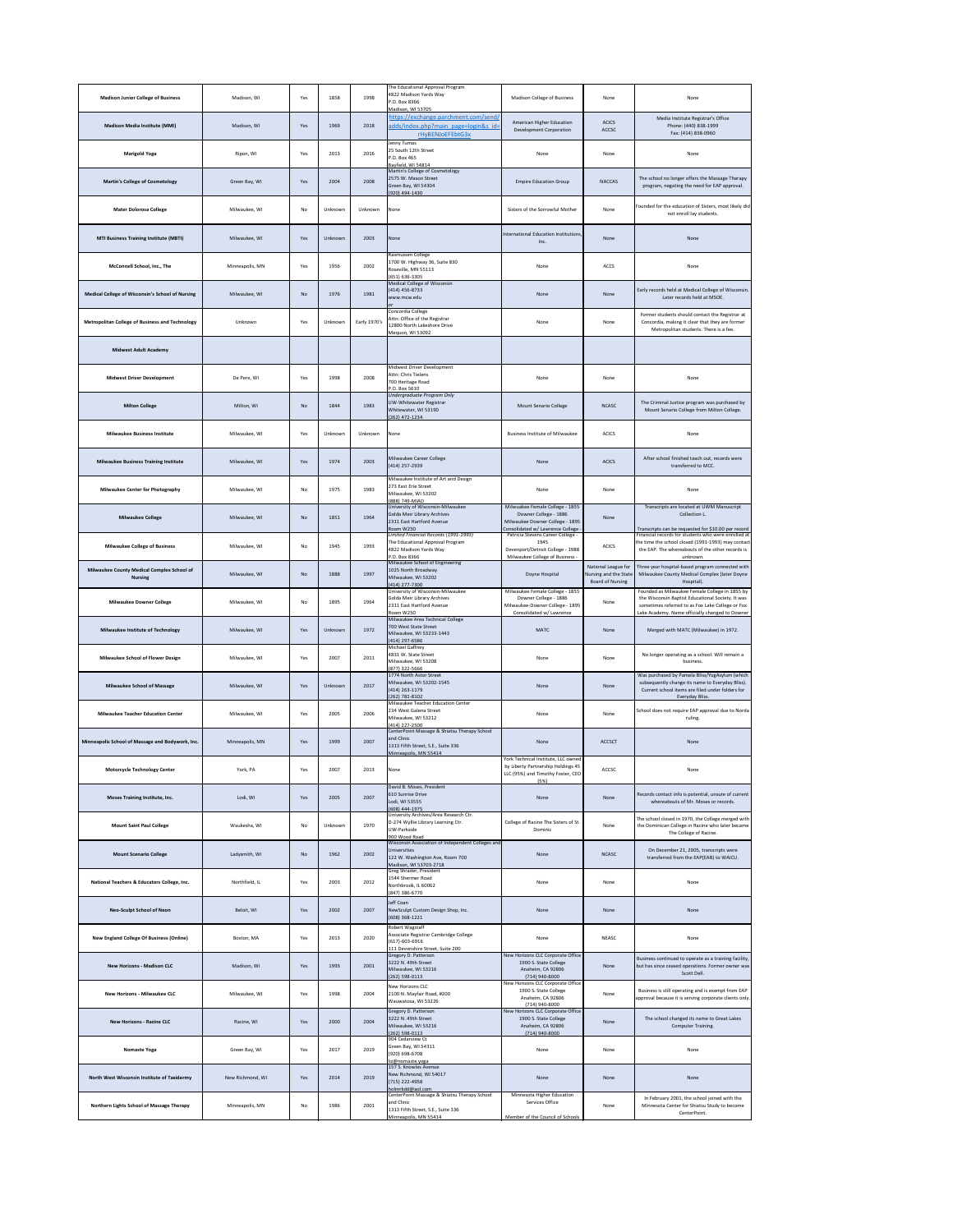| Madison Junior College of Business | Madison, WI | Yes | 1858 | 1998 | The Educational Approval Program<br>4822 Madison Yards Way<br>P.O. Box 8366<br>Madison, WI 53705 | Madison College of Business | None | None |
|---|---|---|---|---|---|---|---|---|
| Madison Media Institute (MMI) | Madison, WI | Yes | 1969 | 2018 | https://exchange.parchment.com/send/adds/index.php?main_page=login&s_id=rHyBENJoEFEbtG3x | American Higher Education Development Corporation | ACICS<br>ACCSC | Media Institute Registrar's Office<br>Phone: (440) 838-1999<br>Fax: (414) 838-0960 |
| Marigold Yoga | Ripon, WI | Yes | 2013 | 2016 | Jenny Tumas<br>25 South 12th Street<br>P.O. Box 465<br>Bayfield, WI 54814 | None | None | None |
| Martin's College of Cosmetology | Green Bay, WI | Yes | 2004 | 2008 | Martin's College of Cosmetology<br>2575 W. Mason Street<br>Green Bay, WI 54304<br>(920) 494-1430 | Empire Education Group | NACCAS | The school no longer offers the Massage Therapy program, negating the need for EAP approval. |
| Mater Dolorosa College | Milwaukee, WI | No | Unknown | Unknown | None | Sisters of the Sorrowful Mother | None | Founded for the education of Sisters, most likely did not enroll lay students. |
| MTI Business Training Institute (MBTI) | Milwaukee, WI | Yes | Unknown | 2003 | None | International Education Institutions, Inc. | None | None |
| McConnell School, Inc., The | Minneapolis, MN | Yes | 1956 | 2002 | Rasmussen College<br>1700 W. Highway 36, Suite 830<br>Roseville, MN 55113<br>(651) 636-3305 | None | ACCS | None |
| Medical College of Wisconsin's School of Nursing | Milwaukee, WI | No | 1976 | 1981 | Medical College of Wisconsin<br>(414) 456-8733<br>www.mcw.edu<br>or | None | None | Early records held at Medical College of Wisconsin. Later records held at MSOE. |
| Metropolitan College of Business and Technology | Unknown | Yes | Unknown | Early 1970's | Concordia College<br>Attn: Office of the Registrar<br>12800 North Lakeshore Drive<br>Mequon, WI 53092 | None | None | Former students should contact the Registrar at Concordia, making it clear that they are former Metropolitan students. There is a fee. |
| Midwest Adult Academy | | | | | | | | |
| Midwest Driver Development | De Pere, WI | Yes | 1998 | 2008 | Midwest Driver Development<br>Attn: Chris Tielens<br>700 Heritage Road<br>P.O. Box 5610 | None | None | None |
| Milton College | Milton, WI | No | 1844 | 1983 | *Undergraduate Program Only*<br>UW-Whitewater Registrar<br>Whitewater, WI 53190<br>(262) 472-1234 | Mount Senario College | NCASC | The Criminal Justice program was purchased by Mount Senario College from Milton College. |
| Milwaukee Business Institute | Milwaukee, WI | Yes | Unknown | Unknown | None | Business Institute of Milwaukee | ACICS | None |
| Milwaukee Business Training Institute | Milwaukee, WI | Yes | 1974 | 2003 | Milwaukee Career College<br>(414) 257-2939 | None | ACICS | After school finished teach out, records were transferred to MCC. |
| Milwaukee Center for Photography | Milwaukee, WI | No | 1975 | 1983 | Milwaukee Institute of Art and Design<br>273 East Erie Street<br>Milwaukee, WI 53202<br>(888) 749-MIAD | None | None | None |
| Milwaukee College | Milwaukee, WI | No | 1851 | 1964 | University of Wisconsin-Milwaukee<br>Golda Meir Library Archives<br>2311 East Hartford Avenue<br>Room W250 | Milwaukee Female College - 1855<br>Downer College - 1886<br>Milwaukee Downer College - 1895<br>Consolidated w/ Lawrence College - | None | Transcripts are located at UWM Manuscript Collection L.<br>Transcripts can be requested for $10.00 per record. |
| Milwaukee College of Business | Milwaukee, WI | No | 1945 | 1993 | *Limited Financial Records (1991-1993)*<br>The Educational Approval Program<br>4822 Madison Yards Way<br>P.O. Box 8366 | Patricia Stevens Career College - 1945<br>Davenport/Detroit College - 1988<br>Milwaukee College of Business - | ACICS | Financial records for students who were enrolled at the time the school closed (1991-1993) may contact the EAP. The whereabouts of the other records is unknown. |
| Milwaukee County Medical Complex School of Nursing | Milwaukee, WI | No | 1888 | 1997 | Milwaukee School of Engineering<br>1025 North Broadway<br>Milwaukee, WI 53202<br>(414) 277-7300 | Doyne Hospital | National League for Nursing and the State Board of Nursing | Three year hospital-based program connected with Milwaukee County Medical Complex (later Doyne Hospital). |
| Milwaukee Downer College | Milwaukee, WI | No | 1895 | 1964 | University of Wisconsin-Milwaukee<br>Golda Meir Library Archives<br>2311 East Hartford Avenue<br>Room W250 | Milwaukee Female College - 1855<br>Downer College - 1886<br>Milwaukee-Downer College - 1895<br>Consolidated w/ Lawrence | None | Founded as Milwaukee Female College in 1855 by the Wisconsin Baptist Educational Society. It was sometimes referred to as Fox Lake College or Fox Lake Academy. Name officially changed to Downer |
| Milwaukee Institute of Technology | Milwaukee, WI | Yes | Unknown | 1972 | Milwaukee Area Technical College<br>700 West State Street<br>Milwaukee, WI 53233-1443<br>(414) 297-6586 | MATC | None | Merged with MATC (Milwaukee) in 1972. |
| Milwaukee School of Flower Design | Milwaukee, WI | Yes | 2007 | 2011 | Michael Gaffney<br>4831 W. State Street<br>Milwaukee, WI 53208<br>(877) 322-5666 | None | None | No longer operating as a school. Will remain a business. |
| Milwaukee School of Massage | Milwaukee, WI | Yes | Unknown | 2017 | 1774 North Astor Street<br>Milwaukee, WI 53202-1545<br>(414) 263-1179<br>(262) 781-8102 | None | None | Was purchased by Pamela Bliss/YogAsylum (which subsequently change its name to Everyday Bliss). Current school items are filed under folders for Everyday Bliss. |
| Milwaukee Teacher Education Center | Milwaukee, WI | Yes | 2005 | 2006 | Milwaukee Teacher Education Center<br>234 West Galena Street<br>Milwaukee, WI 53212<br>(414) 227-2500 | None | None | School does not require EAP approval due to Norda ruling. |
| Minneapolis School of Massage and Bodywork, Inc. | Minneapolis, MN | Yes | 1999 | 2007 | CenterPoint Massage & Shiatsu Therapy School and Clinic<br>1313 Fifth Street, S.E., Suite 336<br>Minneapolis, MN 55414 | None | ACCSCT | None |
| Motorcycle Technology Center | York, PA | Yes | 2007 | 2013 | None | York Technical Institute, LLC owned by Liberty Partnership Holdings 45 LLC (95%) and Timothy Foster, CEO (5%) | ACCSC | None |
| Moses Training Institute, Inc. | Lodi, WI | Yes | 2005 | 2007 | David B. Moses, President<br>610 Sunrise Drive<br>Lodi, WI 53555<br>(608) 444-1975 | None | None | Records contact info is potential, unsure of current whereabouts of Mr. Moses or records. |
| Mount Saint Paul College | Waukesha, WI | No | Unknown | 1970 | University Archives/Area Research Ctr.<br>D-274 Wyllie Library Learning Ctr.<br>UW-Parkside<br>900 Wood Road | College of Racine The Sisters of St. Dominic | None | The school closed in 1970, the College merged with the Dominican College in Racine who later became The College of Racine. |
| Mount Scenario College | Ladysmith, WI | No | 1962 | 2002 | Wisconsin Association of Independent Colleges and Universities<br>122 W. Washington Ave, Room 700<br>Madison, WI 53703-2718 | None | NCASC | On December 21, 2005, transcripts were transferred from the EAP(EAB) to WAICU. |
| National Teachers & Educators College, Inc. | Northfield, IL | Yes | 2003 | 2012 | Greg Shrader, President<br>1544 Shermer Road<br>Northbrook, IL 60062<br>(847) 386-6770 | None | None | None |
| Neo-Sculpt School of Neon | Beloit, WI | Yes | 2002 | 2007 | Jeff Coan<br>NewSculpt Custom Design Shop, Inc.<br>(608) 368-1221 | None | None | None |
| New England College Of Business (Online) | Boston, MA | Yes | 2013 | 2020 | Robert Wagstaff<br>Associate Registrar Cambridge College<br>(617)-603-6916<br>111 Devonshire Street, Suite 200 | None | NEASC | None |
| New Horizons - Madison CLC | Madison, WI | Yes | 1993 | 2001 | Gregory D. Patterson<br>3222 N. 49th Street<br>Milwaukee, WI 53216<br>(262) 598-0113 | New Horizons CLC Corporate Office<br>1900 S. State College<br>Anaheim, CA 92806<br>(714) 940-8000 | None | Business continued to operate as a training facility, but has since ceased operations. Former owner was Scott Dell. |
| New Horizons - Milwaukee CLC | Milwaukee, WI | Yes | 1998 | 2004 | New Horizons CLC<br>2100 N. Mayfair Road, #200<br>Wauwatosa, WI 53226 | New Horizons CLC Corporate Office<br>1900 S. State College<br>Anaheim, CA 92806<br>(714) 940-8000 | None | Business is still operating and is exempt from EAP approval because it is serving corporate clients only. |
| New Horizons - Racine CLC | Racine, WI | Yes | 2000 | 2004 | Gregory D. Patterson<br>3222 N. 49th Street<br>Milwaukee, WI 53216<br>(262) 598-0113 | New Horizons CLC Corporate Office<br>1900 S. State College<br>Anaheim, CA 92806<br>(714) 940-8000 | None | The school changed its name to Great Lakes Computer Training. |
| Nomaste Yoga | Green Bay, WI | Yes | 2017 | 2019 | 904 Cedarview Ct<br>Green Bay, WI 54311<br>(920) 698-6708<br>liz@nomaste.yoga | None | None | None |
| North West Wisconsin Institute of Taxidermy | New Richmond, WI | Yes | 2014 | 2019 | 157 S. Knowles Avenue<br>New Richmond, WI 54017<br>(715) 222-4958<br>holmrkdd@aol.com | None | None | None |
| Northern Lights School of Massage Therapy | Minneapolis, MN | No | 1986 | 2001 | CenterPoint Massage & Shiatsu Therapy School and Clinic<br>1313 Fifth Street, S.E., Suite 336<br>Minneapolis, MN 55414 | Minnesota Higher Education Services Office<br>Member of the Council of Schools | None | In February 2001, the school joined with the Minnesota Center for Shiatsu Study to become CenterPoint. |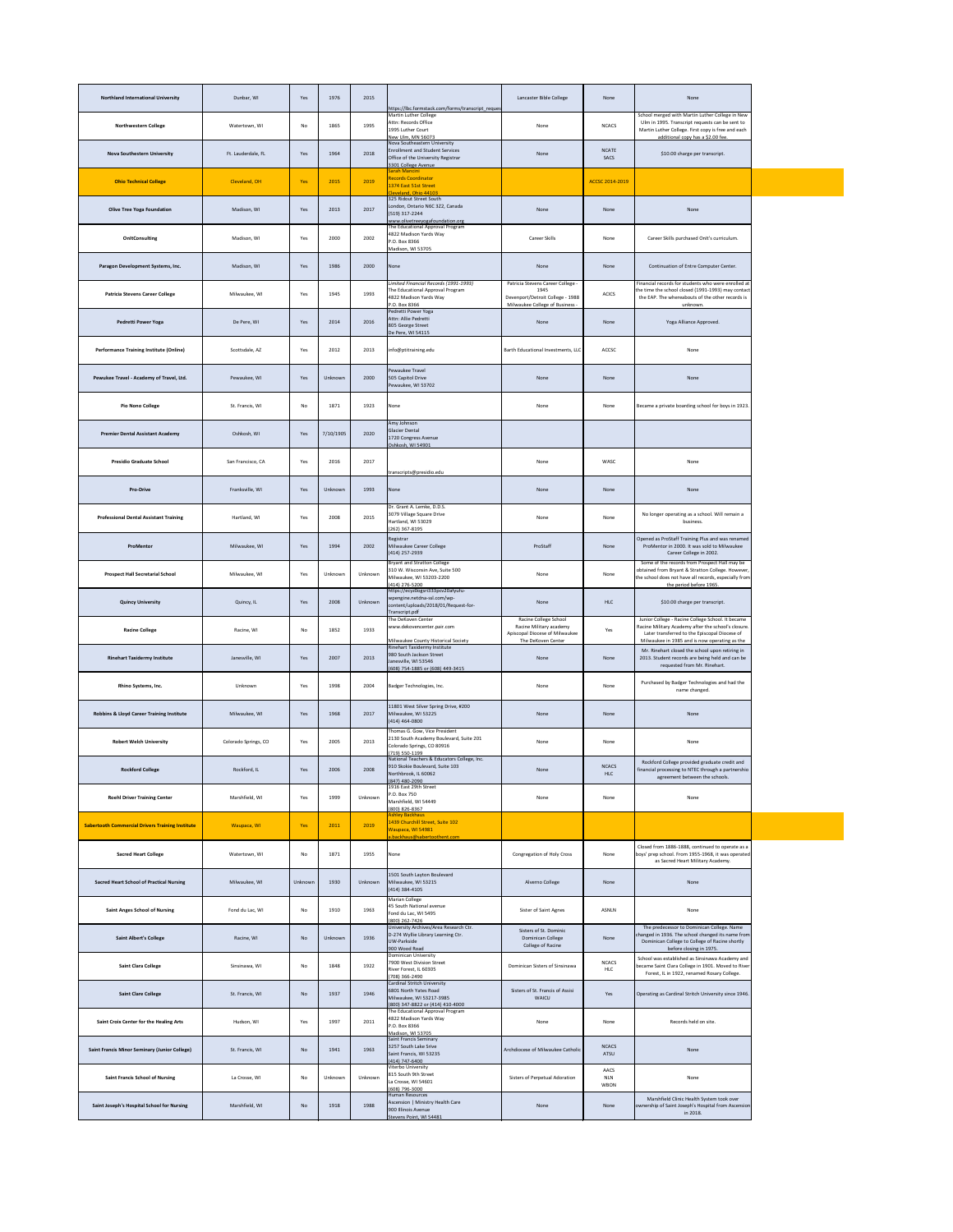| Northland International University | Dunbar, WI | Yes | 1976 | 2015 | https://lbc.formstack.com/forms/transcript_reques | Lancaster Bible College | None | None |
|---|---|---|---|---|---|---|---|---|
| Northwestern College | Watertown, WI | No | 1865 | 1995 | Martin Luther College Attn: Records Office 1995 Luther Court New Ulm, MN 56073 | None | NCACS | School merged with Martin Luther College in New Ulm in 1995. Transcript requests can be sent to Martin Luther College. First copy is free and each additional copy has a $2.00 fee. |
| Nova Southestern University | Ft. Lauderdale, FL | Yes | 1964 | 2018 | Nova Southeastern University Enrollment and Student Services Office of the University Registrar 3301 College Avenue | None | NCATE SACS | $10.00 charge per transcript. |
| Ohio Technical College | Cleveland, OH | Yes | 2015 | 2019 | Sarah Mancini Records Coordinator 1374 East 51st Street Cleveland, Ohio 44103 | | ACCSC 2014-2019 | |
| Olive Tree Yoga Foundation | Madison, WI | Yes | 2013 | 2017 | 325 Ridout Street South London, Ontario N6C 3Z2, Canada (519) 317-2244 www.olivetreeyogafoundation.org | None | None | None |
| OnitConsulting | Madison, WI | Yes | 2000 | 2002 | The Educational Approval Program 4822 Madison Yards Way P.O. Box 8366 Madison, WI 53705 | Career Skills | None | Career Skills purchased Onit's curriculum. |
| Paragon Development Systems, Inc. | Madison, WI | Yes | 1986 | 2000 | None | None | None | Continuation of Entre Computer Center. |
| Patricia Stevens Career College | Milwaukee, WI | Yes | 1945 | 1993 | *Limited Financial Records (1991-1993)* The Educational Approval Program 4822 Madison Yards Way P.O. Box 8366 | Patricia Stevens Career College - 1945 Davenport/Detroit College - 1988 Milwaukee College of Business - | ACICS | Financial records for students who were enrolled at the time the school closed (1991-1993) may contact the EAP. The whereabouts of the other records is unknown. |
| Pedretti Power Yoga | De Pere, WI | Yes | 2014 | 2016 | Pedretti Power Yoga Attn: Allie Pedretti 805 George Street De Pere, WI 54115 | None | None | Yoga Alliance Approved. |
| Performance Training Institute (Online) | Scottsdale, AZ | Yes | 2012 | 2013 | info@ptitraining.edu | Barth Educational Investments, LLC | ACCSC | None |
| Pewaukee Travel - Academy of Travel, Ltd. | Pewaukee, WI | Yes | Unknown | 2000 | Pewaukee Travel 505 Capitol Drive Pewaukee, WI 53702 | None | None | None |
| Pio Nono College | St. Francis, WI | No | 1871 | 1923 | None | None | None | Became a private boarding school for boys in 1923. |
| Premier Dental Assistant Academy | Oshkosh, WI | Yes | 7/10/1905 | 2020 | Amy Johnson Glacier Dental 1720 Congress Avenue Oshkosh, WI 54901 | | | |
| Presidio Graduate School | San Francisco, CA | Yes | 2016 | 2017 | transcripts@presidio.edu | None | WASC | None |
| Pro-Drive | Franksville, WI | Yes | Unknown | 1993 | None | None | None | None |
| Professional Dental Assistant Training | Hartland, WI | Yes | 2008 | 2015 | Dr. Grant A. Lemke, D.D.S. 3079 Village Square Drive Hartland, WI 53029 (262) 367-8195 | None | None | No longer operating as a school. Will remain a business. |
| ProMentor | Milwaukee, WI | Yes | 1994 | 2002 | Registrar Milwaukee Career College (414) 257-2939 | ProStaff | None | Opened as ProStaff Training Plus and was renamed ProMentor in 2000. It was sold to Milwaukee Career College in 2002. |
| Prospect Hall Secretarial School | Milwaukee, WI | Yes | Unknown | Unknown | Bryant and Stratton College 310 W. Wisconsin Ave, Suite 500 Milwaukee, WI 53203-2200 (414) 276-5200 | None | None | Some of the records from Prospect Hall may be obtained from Bryant & Stratton College. However, the school does not have all records, especially from the period before 1965. |
| Quincy University | Quincy, IL | Yes | 2008 | Unknown | https://eezy0ogsri333pzv2llafyufu-wpengine.netdna-ssl.com/wp-content/uploads/2018/01/Request-for-Transcript.pdf | None | HLC | $10.00 charge per transcript. |
| Racine College | Racine, WI | No | 1852 | 1933 | The DeKoven Center www.dekovencenter.pair.com Milwaukee County Historical Society | Racine College School Racine Military academy Apiscopal Diocese of Milwaukee The DeKoven Center | Yes | Junior College - Racine College School. It became Racine Military Academy after the school's closure. Later transferred to the Episcopal Diocese of Milwaukee in 1985 and is now operating as the |
| Rinehart Taxidermy Institute | Janesville, WI | Yes | 2007 | 2013 | Rinehart Taxidermy Institute 980 South Jackson Street Janesville, WI 53546 (608) 754-1885 or (608) 449-3415 | None | None | Mr. Rinehart closed the school upon retiring in 2013. Student records are being held and can be requested from Mr. Rinehart. |
| Rhino Systems, Inc. | Unknown | Yes | 1998 | 2004 | Badger Technologies, Inc. | None | None | Purchased by Badger Technologies and had the name changed. |
| Robbins & Lloyd Career Training Institute | Milwaukee, WI | Yes | 1968 | 2017 | 11801 West Silver Spring Drive, #200 Milwaukee, WI 53225 (414) 464-0800 | None | None | None |
| Robert Welch University | Colorado Springs, CO | Yes | 2005 | 2013 | Thomas G. Gow, Vice President 2130 South Academy Boulevard, Suite 201 Colorado Springs, CO 80916 (719) 550-1199 | None | None | None |
| Rockford College | Rockford, IL | Yes | 2006 | 2008 | National Teachers & Educators College, Inc. 910 Skokie Boulevard, Suite 103 Northbrook, IL 60062 (847) 480-2090 | None | NCACS HLC | Rockford College provided graduate credit and financial processing to NTEC through a partnership agreement between the schools. |
| Roehl Driver Training Center | Marshfield, WI | Yes | 1999 | Unknown | 1916 East 29th Street P.O. Box 750 Marshfield, WI 54449 (800) 826-8367 | None | None | None |
| Sabertooth Commercial Drivers Training Institute | Waupaca, WI | Yes | 2011 | 2019 | Ashley Backhaus 1439 Churchill Street, Suite 102 Waupaca, WI 54981 a.backhaus@sabertoothent.com | | | |
| Sacred Heart College | Watertown, WI | No | 1871 | 1955 | None | Congregation of Holy Cross | None | Closed from 1886-1888, continued to operate as a boys' prep school. From 1955-1968, it was operated as Sacred Heart Military Academy. |
| Sacred Heart School of Practical Nursing | Milwaukee, WI | Unknown | 1930 | Unknown | 1501 South Layton Boulevard Milwaukee, WI 53215 (414) 384-4105 | Alverno College | None | None |
| Saint Anges School of Nursing | Fond du Lac, WI | No | 1910 | 1963 | Marian College 45 South National avenue Fond du Lac, WI 5495 (800) 262-7426 | Sister of Saint Agnes | ASNLN | None |
| Saint Albert's College | Racine, WI | No | Unknown | 1936 | University Archives/Area Research Ctr. D-274 Wyllie Library Learning Ctr. UW-Parkside 900 Wood Road | Sisters of St. Dominic Dominican College College of Racine | None | The predecessor to Dominican College. Name changed in 1936. The school changed its name from Dominican College to College of Racine shortly before closing in 1975. |
| Saint Clara College | Sinsinawa, WI | No | 1848 | 1922 | Dominican University 7900 West Division Street River Forest, IL 60305 (708) 366-2490 | Dominican Sisters of Sinsinawa | NCACS HLC | School was established as Sinsinawa Academy and became Saint Clara College in 1901. Moved to River Forest, IL in 1922, renamed Rosary College. |
| Saint Clare College | St. Francis, WI | No | 1937 | 1946 | Cardinal Stritch University 6801 North Yates Road Milwaukee, WI 53217-3985 (800) 347-8822 or (414) 410-4000 | Sisters of St. Francis of Assisi WAICU | Yes | Operating as Cardinal Stritch University since 1946. |
| Saint Croix Center for the Healing Arts | Hudson, WI | Yes | 1997 | 2011 | The Educational Approval Program 4822 Madison Yards Way P.O. Box 8366 Madison, WI 53705 | None | None | Records held on site. |
| Saint Francis Minor Seminary (Junior College) | St. Francis, WI | No | 1941 | 1963 | Saint Francis Seminary 3257 South Lake Drive Saint Francis, WI 53235 (414) 747-6400 | Archdiocese of Milwaukee Catholic | NCACS ATSU | None |
| Saint Francis School of Nursing | La Crosse, WI | No | Unknown | Unknown | Viterbo University 815 South 9th Street La Crosse, WI 54601 (608) 796-3000 | Sisters of Perpetual Adoration | AACS NLN WBON | None |
| Saint Joseph's Hospital School for Nursing | Marshfield, WI | No | 1918 | 1988 | Human Resources Ascension \| Ministry Health Care 900 Illinois Avenue Stevens Point, WI 54481 | None | None | Marshfield Clinic Health System took over ownership of Saint Joseph's Hospital from Ascension in 2018. |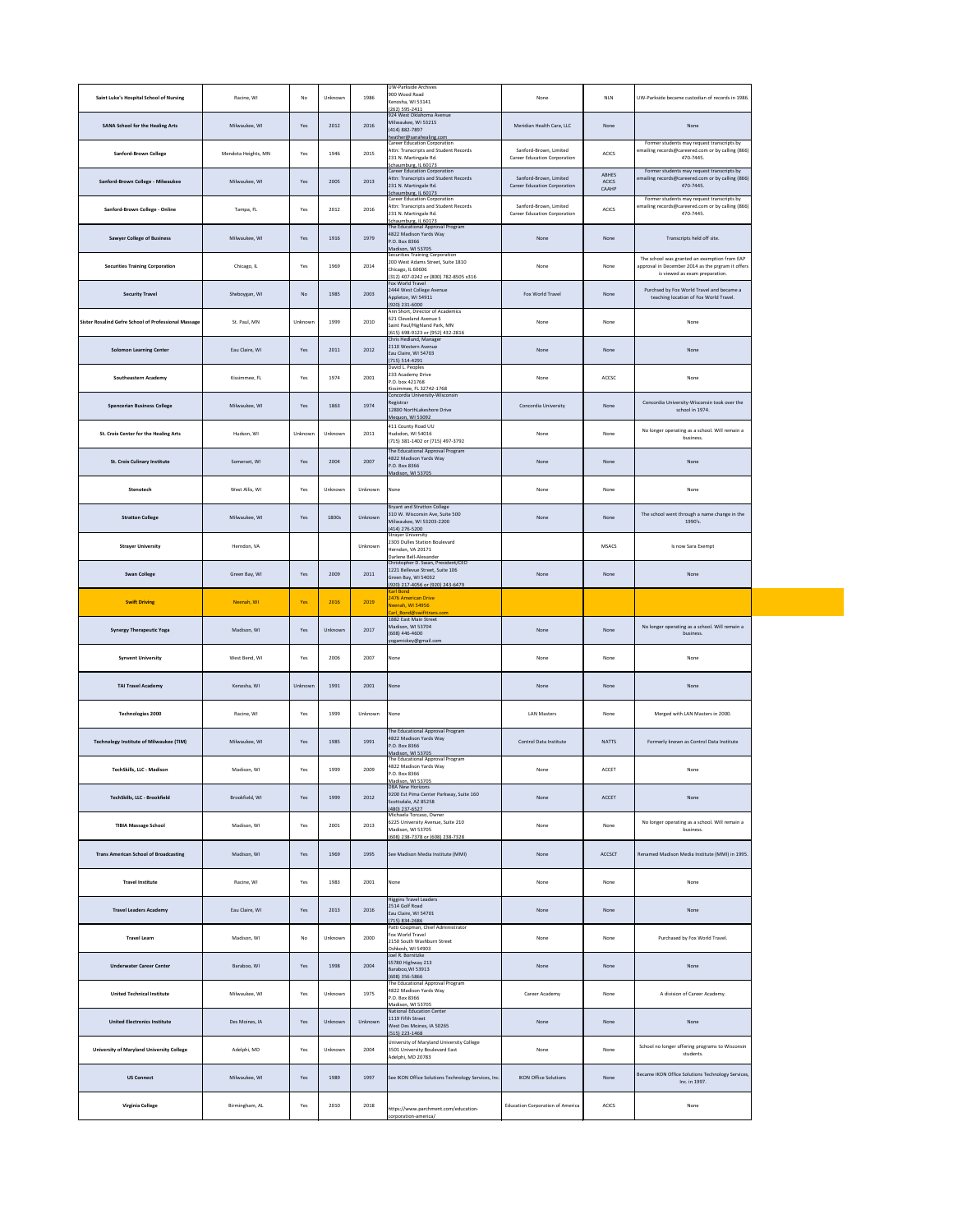| | | | | | | | | |
|---|---|---|---|---|---|---|---|---|
| **Saint Luke's Hospital School of Nursing** | Racine, WI | No | Unknown | 1986 | UW-Parkside Archives<br>900 Wood Road<br>Kenosha, WI 53141<br>(262) 595-2411 | None | NLN | UW-Parkside became custodian of records in 1986. |
| **SANA School for the Healing Arts** | Milwaukee, WI | Yes | 2012 | 2016 | 924 West Oklahoma Avenue<br>Milwaukee, WI 53215<br>(414) 882-7897<br>heather@sanahealing.com | Meridian Health Care, LLC | None | None |
| **Sanford-Brown College** | Mendota Heights, MN | Yes | 1946 | 2015 | Career Education Corporation<br>Attn: Transcripts and Student Records<br>231 N. Martingale Rd.<br>Schaumburg, IL 60173 | Sanford-Brown, Limited<br>Career Education Corporation | ACICS | Former students may request transcripts by emailing records@careered.com or by calling (866) 470-7445. |
| **Sanford-Brown College - Milwaukee** | Milwaukee, WI | Yes | 2005 | 2013 | Career Education Corporation<br>Attn: Transcripts and Student Records<br>231 N. Martingale Rd.<br>Schaumburg, IL 60173 | Sanford-Brown, Limited<br>Career Education Corporation | ABHES<br>ACICS<br>CAAHP | Former students may request transcripts by emailing records@careered.com or by calling (866) 470-7445. |
| **Sanford-Brown College - Online** | Tampa, FL | Yes | 2012 | 2016 | Career Education Corporation<br>Attn: Transcripts and Student Records<br>231 N. Martingale Rd.<br>Schaumburg, IL 60173 | Sanford-Brown, Limited<br>Career Education Corporation | ACICS | Former students may request transcripts by emailing records@careered.com or by calling (866) 470-7445. |
| **Sawyer College of Business** | Milwaukee, WI | Yes | 1916 | 1979 | The Educational Approval Program<br>4822 Madison Yards Way<br>P.O. Box 8366<br>Madison, WI 53705 | None | None | Transcripts held off site. |
| **Securities Training Corporation** | Chicago, IL | Yes | 1969 | 2014 | Securities Training Corporation<br>200 West Adams Street, Suite 1810<br>Chicago, IL 60606<br>(312) 407-0242 or (800) 782-8505 x316 | None | None | The school was granted an exemption from EAP approval in December 2014 as the prgram it offers is viewed as exam preparation. |
| **Security Travel** | Sheboygan, WI | No | 1985 | 2003 | Fox World Travel<br>2444 West College Avenue<br>Appleton, WI 54911<br>(920) 231-6000 | Fox World Travel | None | Purchsed by Fox World Travel and became a teaching location of Fox World Travel. |
| **Sister Rosalind Gefre School of Professional Massage** | St. Paul, MN | Unknown | 1999 | 2010 | Ann Short, Director of Academics<br>621 Cleveland Avenue S<br>Saint Paul/Highland Park, MN<br>(615) 698-9123 or (952) 432-2816 | None | None | None |
| **Solomon Learning Center** | Eau Claire, WI | Yes | 2011 | 2012 | Chris Hedlund, Manager<br>2110 Western Avenue<br>Eau Claire, WI 54703<br>(715) 514-4291 | None | None | None |
| **Southeastern Academy** | Kissimmee, FL | Yes | 1974 | 2001 | David L. Peoples<br>233 Academy Drive<br>P.O. box 421768<br>Kissimmee, FL 32742-1768 | None | ACCSC | None |
| **Spencerian Business College** | Milwaukee, WI | Yes | 1863 | 1974 | Concordia University-Wisconsin<br>Registrar<br>12800 NorthLakeshore Drive<br>Mequon, WI 53092 | Concordia University | None | Concordia University-Wisconsin took over the school in 1974. |
| **St. Croix Center for the Healing Arts** | Hudson, WI | Unknown | Unknown | 2011 | 411 County Road UU<br>Hudsdon, WI 54016<br>(715) 381-1402 or (715) 497-3792 | None | None | No longer operating as a school. Will remain a business. |
| **St. Croix Culinary Institute** | Somerset, WI | Yes | 2004 | 2007 | The Educational Approval Program<br>4822 Madison Yards Way<br>P.O. Box 8366<br>Madison, WI 53705 | None | None | None |
| **Stenotech** | West Allis, WI | Yes | Unknown | Unknown | None | None | None | None |
| **Stratton College** | Milwaukee, WI | Yes | 1800s | Unknown | Bryant and Stratton College<br>310 W. Wisconsin Ave, Suite 500<br>Milwaukee, WI 53203-2200<br>(414) 276-5200 | None | None | The school went through a name change in the 1990's. |
| **Strayer University** | Herndon, VA | | | Unknown | Strayer University<br>2303 Dulles Station Boulevard<br>Herndon, VA 20171<br>Darlene Bell-Alexander | | MSACS | Is now Sara Exempt |
| **Swan College** | Green Bay, WI | Yes | 2009 | 2011 | Christopher D. Swan, President/CEO<br>1221 Bellevue Street, Suite 106<br>Green Bay, WI 54032<br>(920) 217-4056 or (920) 243-6479 | None | None | None |
| **Swift Driving** | Neenah, WI | Yes | 2016 | 2019 | Karl Bond<br>2476 American Drive<br>Neenah, WI 54956<br>Carl_Bond@swifttrans.com | | | |
| **Synergy Therapeutic Yoga** | Madison, WI | Yes | Unknown | 2017 | 1882 East Main Street<br>Madison, WI 53704<br>(608) 446-4600<br>yogamickey@gmail.com | None | None | No longer operating as a school. Will remain a business. |
| **Synvent University** | West Bend, WI | Yes | 2006 | 2007 | None | None | None | None |
| **TAI Travel Academy** | Kenosha, WI | Unknown | 1991 | 2001 | None | None | None | None |
| **Technologies 2000** | Racine, WI | Yes | 1999 | Unknown | None | LAN Masters | None | Merged with LAN Masters in 2000. |
| **Technology Institute of Milwaukee (TIM)** | Milwaukee, WI | Yes | 1985 | 1991 | The Educational Approval Program<br>4822 Madison Yards Way<br>P.O. Box 8366<br>Madison, WI 53705 | Control Data Institute | NATTS | Formerly known as Control Data Institute |
| **TechSkills, LLC - Madison** | Madison, WI | Yes | 1999 | 2009 | The Educational Approval Program<br>4822 Madison Yards Way<br>P.O. Box 8366<br>Madison, WI 53705 | None | ACCET | None |
| **TechSkills, LLC - Brookfield** | Brookfield, WI | Yes | 1999 | 2012 | DBA New Horizons<br>9200 Est Pima Center Parkway, Suite 160<br>Scottsdale, AZ 85258<br>(480) 237-6527 | None | ACCET | None |
| **TIBIA Massage School** | Madison, WI | Yes | 2001 | 2013 | Michaela Torcaso, Owner<br>6225 University Avenue, Suite 210<br>Madison, WI 53705<br>(608) 238-7378 or (608) 238-7328 | None | None | No longer operating as a school. Will remain a business. |
| **Trans American School of Broadcasting** | Madison, WI | Yes | 1969 | 1995 | See Madison Media Institute (MMI) | None | ACCSCT | Renamed Madison Media Institute (MMI) in 1995. |
| **Travel Institute** | Racine, WI | Yes | 1983 | 2001 | None | None | None | None |
| **Travel Leaders Academy** | Eau Claire, WI | Yes | 2013 | 2016 | Higgins Travel Leaders<br>2514 Golf Road<br>Eau Claire, WI 54701<br>(715) 834-2686 | None | None | None |
| **Travel Learn** | Madison, WI | No | Unknown | 2000 | Patti Coopman, Chief Administrator<br>Fox World Travel<br>2150 South Washburn Street<br>Oshkosh, WI 54903 | None | None | Purchased by Fox World Travel. |
| **Underwater Career Center** | Baraboo, WI | Yes | 1998 | 2004 | Joel R. Bornitzke<br>S5780 Highway 213<br>Baraboo,WI 53913<br>(608) 356-5866 | None | None | None |
| **United Technical Institute** | Milwaukee, WI | Yes | Unknown | 1975 | The Educational Approval Program<br>4822 Madison Yards Way<br>P.O. Box 8366<br>Madison, WI 53705 | Career Academy | None | A division of Career Academy. |
| **United Electronics Institute** | Des Moines, IA | Yes | Unknown | Unknown | National Education Center<br>1119 Fifth Street<br>West Des Moines, IA 50265<br>(515) 223-1468 | None | None | None |
| **University of Maryland University College** | Adelphi, MD | Yes | Unknown | 2004 | University of Maryland University College<br>3501 University Boulevard East<br>Adelphi, MD 20783 | None | None | School no longer offering programs to Wisconsin students. |
| **US Connect** | Milwaukee, WI | Yes | 1989 | 1997 | See IKON Office Solutions Technology Services, Inc. | IKON Office Solutions | None | Became IKON Office Solutions Technology Services, Inc. in 1997. |
| **Virginia College** | Birmingham, AL | Yes | 2010 | 2018 | https://www.parchment.com/education-corporation-america/ | Education Corporation of America | ACICS | None |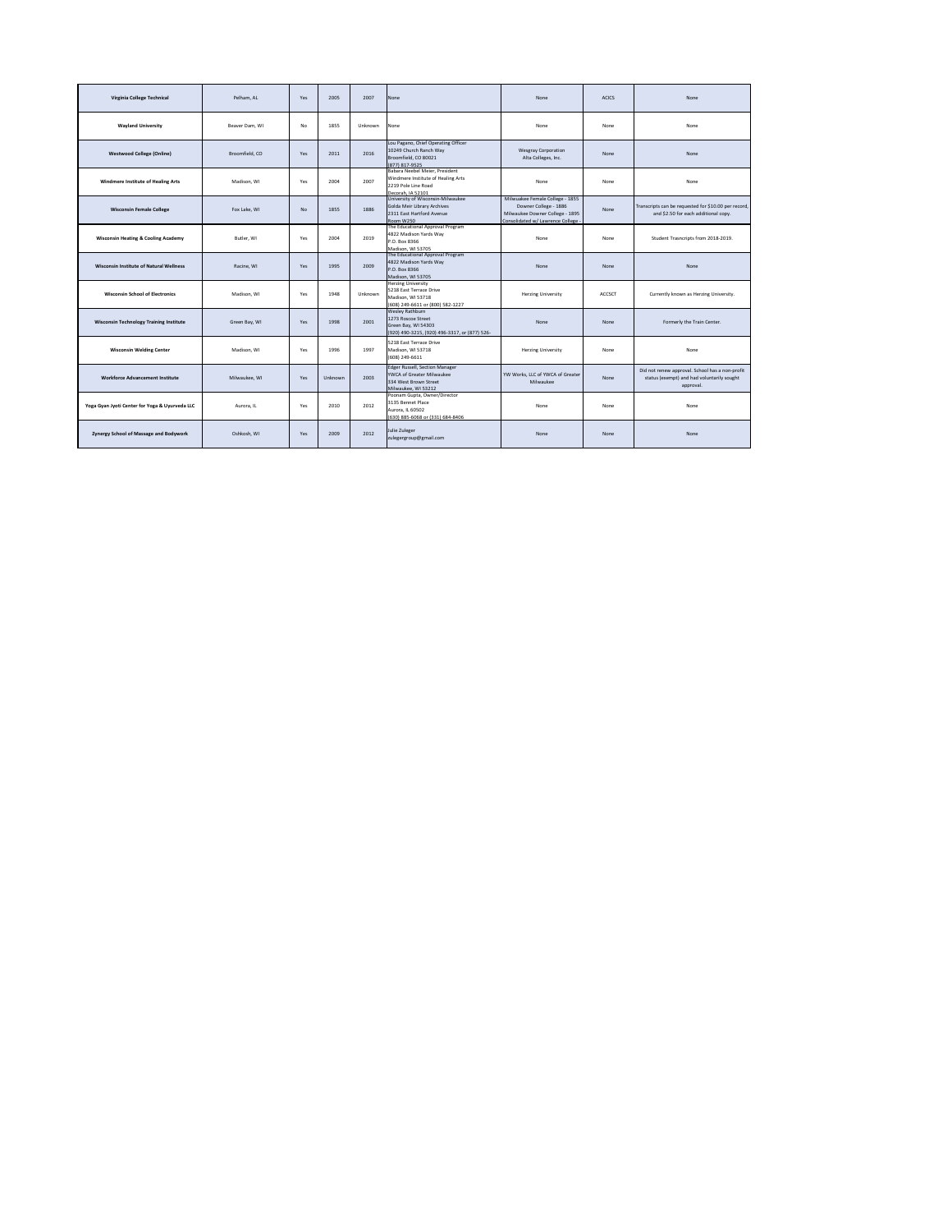| | | | | | | | | |
|---|---|---|---|---|---|---|---|---|
| **Virginia College Technical** | Pelham, AL | Yes | 2005 | 2007 | None | None | ACICS | None |
| **Wayland University** | Beaver Dam, WI | No | 1855 | Unknown | None | None | None | None |
| **Westwood College (Online)** | Broomfield, CO | Yes | 2011 | 2016 | Lou Pagano, Chief Operating Officer<br>10249 Church Ranch Way<br>Broomfield, CO 80021<br>(877) 817-9525 | Wesgray Corporation<br>Alta Colleges, Inc. | None | None |
| **Windmere Institute of Healing Arts** | Madison, WI | Yes | 2004 | 2007 | Babara Neebel Meier, President<br>Windmere Institute of Healing Arts<br>2219 Pole Line Road<br>Decorah, IA 52101 | None | None | None |
| **Wisconsin Female College** | Fox Lake, WI | No | 1855 | 1886 | University of Wisconsin-Milwaukee<br>Golda Meir Library Archives<br>2311 East Hartford Avenue<br>Room W250 | Milwaukee Female College - 1855<br>Downer College - 1886<br>Milwaukee Downer College - 1895<br>Consolidated w/ Lawrence College - | None | Transcripts can be requested for $10.00 per record, and $2.50 for each additional copy. |
| **Wisconsin Heating & Cooling Academy** | Butler, WI | Yes | 2004 | 2019 | The Educational Approval Program<br>4822 Madison Yards Way<br>P.O. Box 8366<br>Madison, WI 53705 | None | None | Student Trasncripts from 2018-2019. |
| **Wisconsin Institute of Natural Wellness** | Racine, WI | Yes | 1995 | 2009 | The Educational Approval Program<br>4822 Madison Yards Way<br>P.O. Box 8366<br>Madison, WI 53705 | None | None | None |
| **Wisconsin School of Electronics** | Madison, WI | Yes | 1948 | Unknown | Herzing University<br>5218 East Terrace Drive<br>Madison, WI 53718<br>(608) 249-6611 or (800) 582-1227 | Herzing University | ACCSCT | Currently known as Herzing University. |
| **Wisconsin Technology Training Institute** | Green Bay, WI | Yes | 1998 | 2001 | Wesley Rathburn<br>1273 Roscoe Street<br>Green Bay, WI 54303<br>(920) 490-3215, (920) 496-3317, or (877) 526- | None | None | Formerly the Train Center. |
| **Wisconsin Welding Center** | Madison, WI | Yes | 1996 | 1997 | 5218 East Terrace Drive<br>Madison, WI 53718<br>(608) 249-6611 | Herzing University | None | None |
| **Workforce Advancement Institute** | Milwaukee, WI | Yes | Unknown | 2003 | Edger Russell, Section Manager<br>YWCA of Greater Milwaukee<br>334 West Brown Street<br>Milwaukee, WI 53212 | YW Works, LLC of YWCA of Greater Milwaukee | None | Did not renew approval. School has a non-profit status (exempt) and had voluntarily sought approval. |
| **Yoga Gyan Jyoti Center for Yoga & Uyurveda LLC** | Aurora, IL | Yes | 2010 | 2012 | Poonam Gupta, Owner/Director<br>3135 Bennet Place<br>Aurora, IL 60502<br>(630) 885-6068 or (331) 684-8406 | None | None | None |
| **Zynergy School of Massage and Bodywork** | Oshkosh, WI | Yes | 2009 | 2012 | Julie Zuleger<br>zulegergroup@gmail.com | None | None | None |